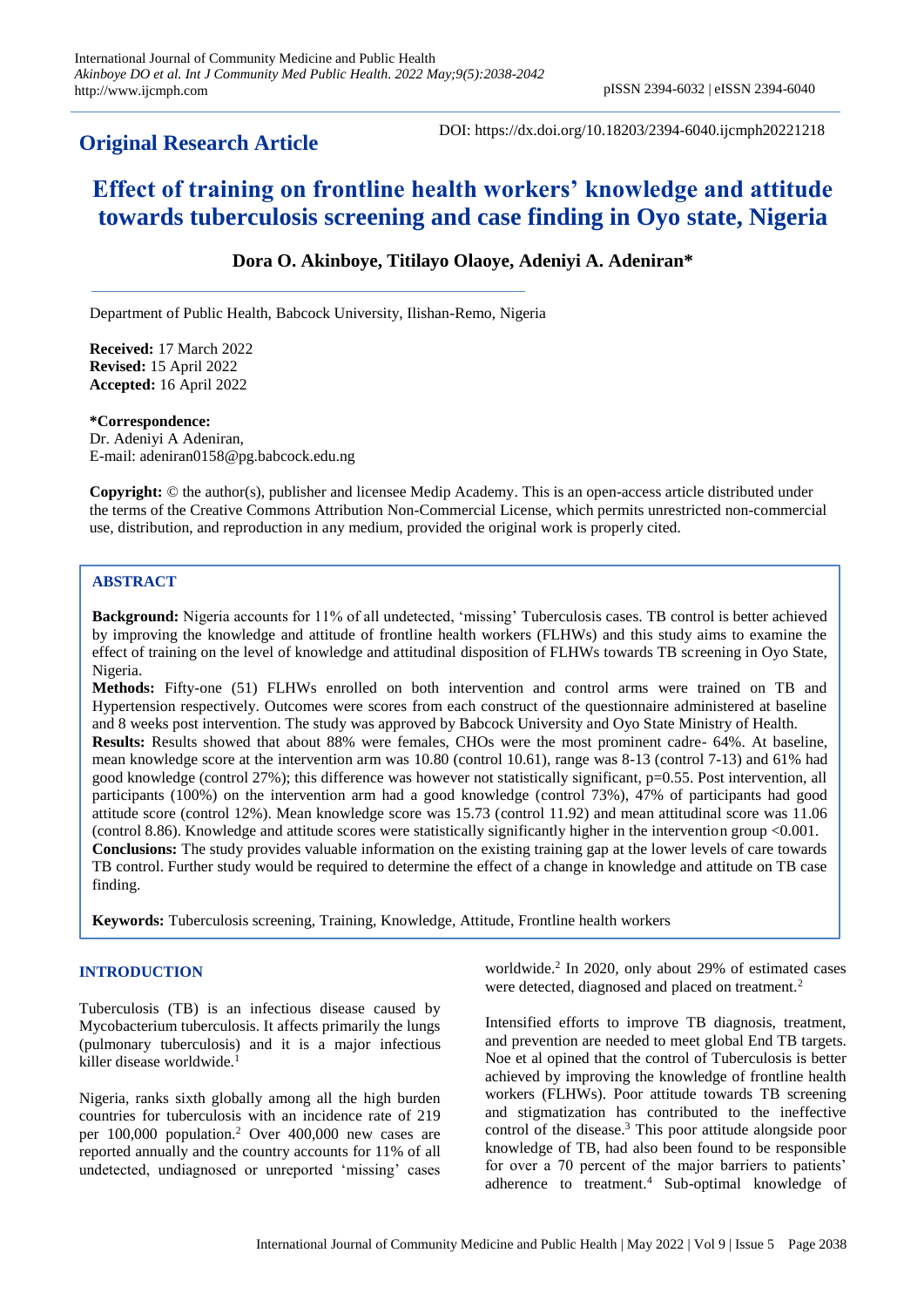**Original Research Article**

DOI: https://dx.doi.org/10.18203/2394-6040.ijcmph20221218

# Effect of training on frontline health workers' knowledge and attitude towards tuberculosis screening and case finding in Oyo state, Nigeria

**Dora O. Akinboye, Titilayo Olaoye, Adeniyi A. Adeniran***

Department of Public Health, Babcock University, Ilishan-Remo, Nigeria

**Received:** 17 March 2022
**Revised:** 15 April 2022
**Accepted:** 16 April 2022

**\*Correspondence:**
Dr. Adeniyi A Adeniran,
E-mail: adeniran0158@pg.babcock.edu.ng

**Copyright:** © the author(s), publisher and licensee Medip Academy. This is an open-access article distributed under the terms of the Creative Commons Attribution Non-Commercial License, which permits unrestricted non-commercial use, distribution, and reproduction in any medium, provided the original work is properly cited.

## ABSTRACT

**Background:** Nigeria accounts for 11% of all undetected, 'missing' Tuberculosis cases. TB control is better achieved by improving the knowledge and attitude of frontline health workers (FLHWs) and this study aims to examine the effect of training on the level of knowledge and attitudinal disposition of FLHWs towards TB screening in Oyo State, Nigeria.

**Methods:** Fifty-one (51) FLHWs enrolled on both intervention and control arms were trained on TB and Hypertension respectively. Outcomes were scores from each construct of the questionnaire administered at baseline and 8 weeks post intervention. The study was approved by Babcock University and Oyo State Ministry of Health.

**Results:** Results showed that about 88% were females, CHOs were the most prominent cadre- 64%. At baseline, mean knowledge score at the intervention arm was 10.80 (control 10.61), range was 8-13 (control 7-13) and 61% had good knowledge (control 27%); this difference was however not statistically significant, p=0.55. Post intervention, all participants (100%) on the intervention arm had a good knowledge (control 73%), 47% of participants had good attitude score (control 12%). Mean knowledge score was 15.73 (control 11.92) and mean attitudinal score was 11.06 (control 8.86). Knowledge and attitude scores were statistically significantly higher in the intervention group <0.001.

**Conclusions:** The study provides valuable information on the existing training gap at the lower levels of care towards TB control. Further study would be required to determine the effect of a change in knowledge and attitude on TB case finding.

**Keywords:** Tuberculosis screening, Training, Knowledge, Attitude, Frontline health workers

## INTRODUCTION

Tuberculosis (TB) is an infectious disease caused by Mycobacterium tuberculosis. It affects primarily the lungs (pulmonary tuberculosis) and it is a major infectious killer disease worldwide.[1]

Nigeria, ranks sixth globally among all the high burden countries for tuberculosis with an incidence rate of 219 per 100,000 population.[2] Over 400,000 new cases are reported annually and the country accounts for 11% of all undetected, undiagnosed or unreported 'missing' cases worldwide.[2] In 2020, only about 29% of estimated cases were detected, diagnosed and placed on treatment.[2]

Intensified efforts to improve TB diagnosis, treatment, and prevention are needed to meet global End TB targets. Noe et al opined that the control of Tuberculosis is better achieved by improving the knowledge of frontline health workers (FLHWs). Poor attitude towards TB screening and stigmatization has contributed to the ineffective control of the disease.[3] This poor attitude alongside poor knowledge of TB, had also been found to be responsible for over a 70 percent of the major barriers to patients' adherence to treatment.[4] Sub-optimal knowledge of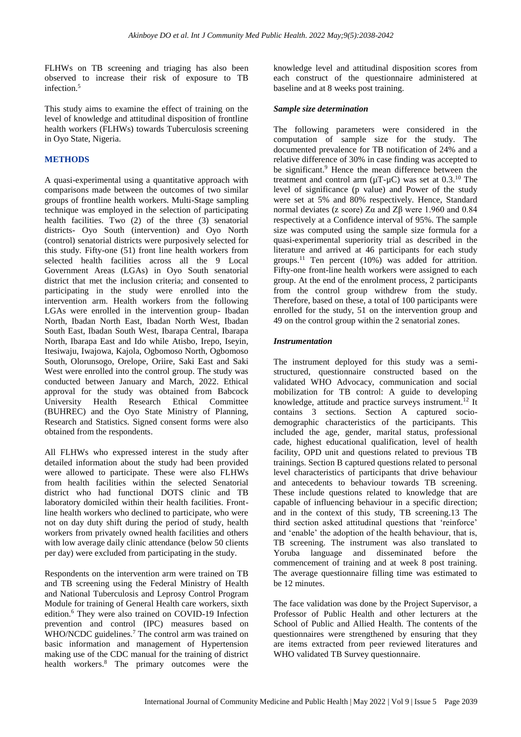FLHWs on TB screening and triaging has also been observed to increase their risk of exposure to TB infection.[5]

This study aims to examine the effect of training on the level of knowledge and attitudinal disposition of frontline health workers (FLHWs) towards Tuberculosis screening in Oyo State, Nigeria.

## METHODS

A quasi-experimental using a quantitative approach with comparisons made between the outcomes of two similar groups of frontline health workers. Multi-Stage sampling technique was employed in the selection of participating health facilities. Two (2) of the three (3) senatorial districts- Oyo South (intervention) and Oyo North (control) senatorial districts were purposively selected for this study. Fifty-one (51) front line health workers from selected health facilities across all the 9 Local Government Areas (LGAs) in Oyo South senatorial district that met the inclusion criteria; and consented to participating in the study were enrolled into the intervention arm. Health workers from the following LGAs were enrolled in the intervention group- Ibadan North, Ibadan North East, Ibadan North West, Ibadan South East, Ibadan South West, Ibarapa Central, Ibarapa North, Ibarapa East and Ido while Atisbo, Irepo, Iseyin, Itesiwaju, Iwajowa, Kajola, Ogbomoso North, Ogbomoso South, Olorunsogo, Orelope, Oriire, Saki East and Saki West were enrolled into the control group. The study was conducted between January and March, 2022. Ethical approval for the study was obtained from Babcock University Health Research Ethical Committee (BUHREC) and the Oyo State Ministry of Planning, Research and Statistics. Signed consent forms were also obtained from the respondents.

All FLHWs who expressed interest in the study after detailed information about the study had been provided were allowed to participate. These were also FLHWs from health facilities within the selected Senatorial district who had functional DOTS clinic and TB laboratory domiciled within their health facilities. Front-line health workers who declined to participate, who were not on day duty shift during the period of study, health workers from privately owned health facilities and others with low average daily clinic attendance (below 50 clients per day) were excluded from participating in the study.

Respondents on the intervention arm were trained on TB and TB screening using the Federal Ministry of Health and National Tuberculosis and Leprosy Control Program Module for training of General Health care workers, sixth edition.[6] They were also trained on COVID-19 Infection prevention and control (IPC) measures based on WHO/NCDC guidelines.[7] The control arm was trained on basic information and management of Hypertension making use of the CDC manual for the training of district health workers.[8] The primary outcomes were the knowledge level and attitudinal disposition scores from each construct of the questionnaire administered at baseline and at 8 weeks post training.

### *Sample size determination*

The following parameters were considered in the computation of sample size for the study. The documented prevalence for TB notification of 24% and a relative difference of 30% in case finding was accepted to be significant.[9] Hence the mean difference between the treatment and control arm ($\mu T$-$\mu C$) was set at 0.3.[10] The level of significance (p value) and Power of the study were set at 5% and 80% respectively. Hence, Standard normal deviates (z score) $Z\alpha$ and $Z\beta$ were 1.960 and 0.84 respectively at a Confidence interval of 95%. The sample size was computed using the sample size formula for a quasi-experimental superiority trial as described in the literature and arrived at 46 participants for each study groups.[11] Ten percent (10%) was added for attrition. Fifty-one front-line health workers were assigned to each group. At the end of the enrolment process, 2 participants from the control group withdrew from the study. Therefore, based on these, a total of 100 participants were enrolled for the study, 51 on the intervention group and 49 on the control group within the 2 senatorial zones.

### *Instrumentation*

The instrument deployed for this study was a semi-structured, questionnaire constructed based on the validated WHO Advocacy, communication and social mobilization for TB control: A guide to developing knowledge, attitude and practice surveys instrument.[12] It contains 3 sections. Section A captured socio-demographic characteristics of the participants. This included the age, gender, marital status, professional cade, highest educational qualification, level of health facility, OPD unit and questions related to previous TB trainings. Section B captured questions related to personal level characteristics of participants that drive behaviour and antecedents to behaviour towards TB screening. These include questions related to knowledge that are capable of influencing behaviour in a specific direction; and in the context of this study, TB screening.13 The third section asked attitudinal questions that 'reinforce' and 'enable' the adoption of the health behaviour, that is, TB screening. The instrument was also translated to Yoruba language and disseminated before the commencement of training and at week 8 post training. The average questionnaire filling time was estimated to be 12 minutes.

The face validation was done by the Project Supervisor, a Professor of Public Health and other lecturers at the School of Public and Allied Health. The contents of the questionnaires were strengthened by ensuring that they are items extracted from peer reviewed literatures and WHO validated TB Survey questionnaire.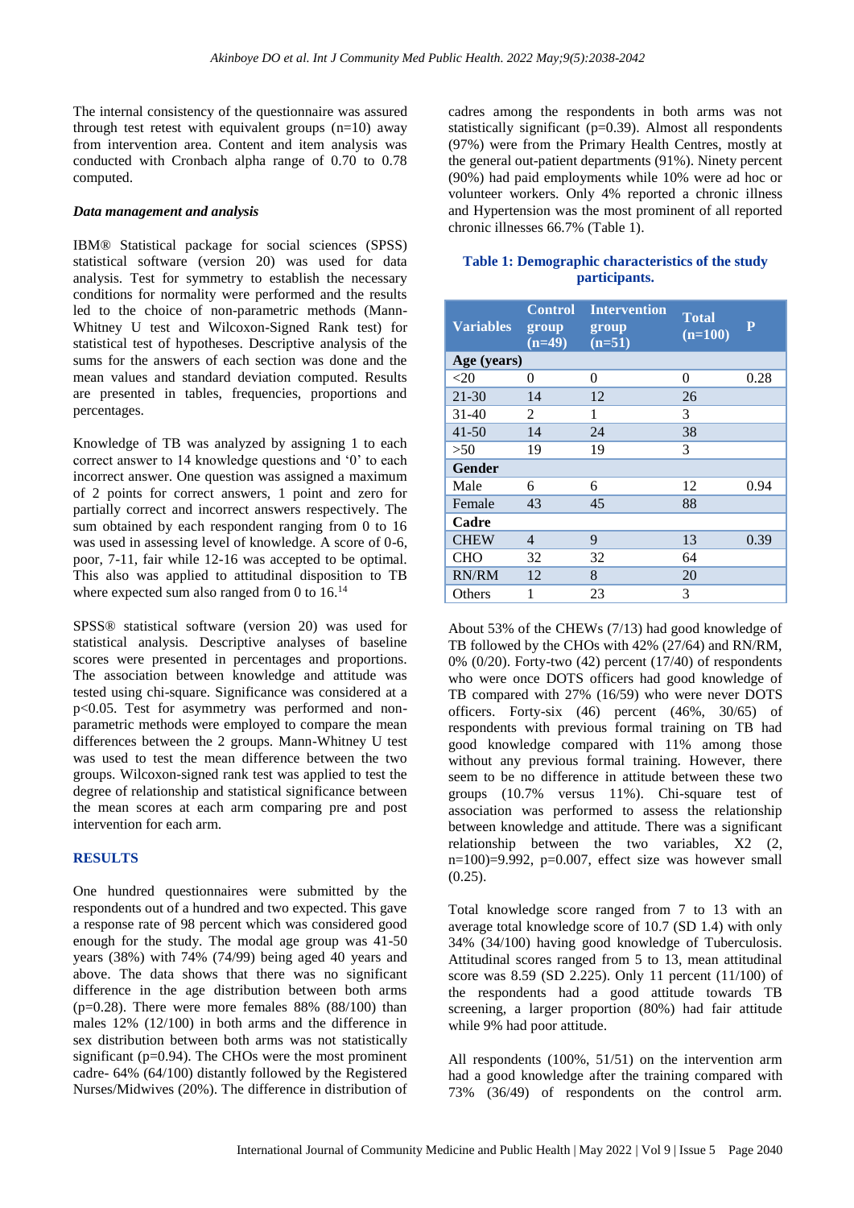The internal consistency of the questionnaire was assured through test retest with equivalent groups (n=10) away from intervention area. Content and item analysis was conducted with Cronbach alpha range of 0.70 to 0.78 computed.

### *Data management and analysis*

IBM® Statistical package for social sciences (SPSS) statistical software (version 20) was used for data analysis. Test for symmetry to establish the necessary conditions for normality were performed and the results led to the choice of non-parametric methods (Mann-Whitney U test and Wilcoxon-Signed Rank test) for statistical test of hypotheses. Descriptive analysis of the sums for the answers of each section was done and the mean values and standard deviation computed. Results are presented in tables, frequencies, proportions and percentages.

Knowledge of TB was analyzed by assigning 1 to each correct answer to 14 knowledge questions and '0' to each incorrect answer. One question was assigned a maximum of 2 points for correct answers, 1 point and zero for partially correct and incorrect answers respectively. The sum obtained by each respondent ranging from 0 to 16 was used in assessing level of knowledge. A score of 0-6, poor, 7-11, fair while 12-16 was accepted to be optimal. This also was applied to attitudinal disposition to TB where expected sum also ranged from 0 to 16.[14]

SPSS® statistical software (version 20) was used for statistical analysis. Descriptive analyses of baseline scores were presented in percentages and proportions. The association between knowledge and attitude was tested using chi-square. Significance was considered at a $p<0.05$. Test for asymmetry was performed and non-parametric methods were employed to compare the mean differences between the 2 groups. Mann-Whitney U test was used to test the mean difference between the two groups. Wilcoxon-signed rank test was applied to test the degree of relationship and statistical significance between the mean scores at each arm comparing pre and post intervention for each arm.

## RESULTS

One hundred questionnaires were submitted by the respondents out of a hundred and two expected. This gave a response rate of 98 percent which was considered good enough for the study. The modal age group was 41-50 years (38%) with 74% (74/99) being aged 40 years and above. The data shows that there was no significant difference in the age distribution between both arms (p=0.28). There were more females 88% (88/100) than males 12% (12/100) in both arms and the difference in sex distribution between both arms was not statistically significant (p=0.94). The CHOs were the most prominent cadre- 64% (64/100) distantly followed by the Registered Nurses/Midwives (20%). The difference in distribution of cadres among the respondents in both arms was not statistically significant (p=0.39). Almost all respondents (97%) were from the Primary Health Centres, mostly at the general out-patient departments (91%). Ninety percent (90%) had paid employments while 10% were ad hoc or volunteer workers. Only 4% reported a chronic illness and Hypertension was the most prominent of all reported chronic illnesses 66.7% (Table 1).

**Table 1: Demographic characteristics of the study participants.**

| Variables | Control group (n=49) | Intervention group (n=51) | Total (n=100) | P |
|---|---|---|---|---|
| **Age (years)** | | | | |
| <20 | 0 | 0 | 0 | 0.28 |
| 21-30 | 14 | 12 | 26 | |
| 31-40 | 2 | 1 | 3 | |
| 41-50 | 14 | 24 | 38 | |
| >50 | 19 | 19 | 3 | |
| **Gender** | | | | |
| Male | 6 | 6 | 12 | 0.94 |
| Female | 43 | 45 | 88 | |
| **Cadre** | | | | |
| CHEW | 4 | 9 | 13 | 0.39 |
| CHO | 32 | 32 | 64 | |
| RN/RM | 12 | 8 | 20 | |
| Others | 1 | 23 | 3 | |

About 53% of the CHEWs (7/13) had good knowledge of TB followed by the CHOs with 42% (27/64) and RN/RM, 0% (0/20). Forty-two (42) percent (17/40) of respondents who were once DOTS officers had good knowledge of TB compared with 27% (16/59) who were never DOTS officers. Forty-six (46) percent (46%, 30/65) of respondents with previous formal training on TB had good knowledge compared with 11% among those without any previous formal training. However, there seem to be no difference in attitude between these two groups (10.7% versus 11%). Chi-square test of association was performed to assess the relationship between knowledge and attitude. There was a significant relationship between the two variables, X2 (2, n=100)=9.992, p=0.007, effect size was however small (0.25).

Total knowledge score ranged from 7 to 13 with an average total knowledge score of 10.7 (SD 1.4) with only 34% (34/100) having good knowledge of Tuberculosis. Attitudinal scores ranged from 5 to 13, mean attitudinal score was 8.59 (SD 2.225). Only 11 percent (11/100) of the respondents had a good attitude towards TB screening, a larger proportion (80%) had fair attitude while 9% had poor attitude.

All respondents (100%, 51/51) on the intervention arm had a good knowledge after the training compared with 73% (36/49) of respondents on the control arm.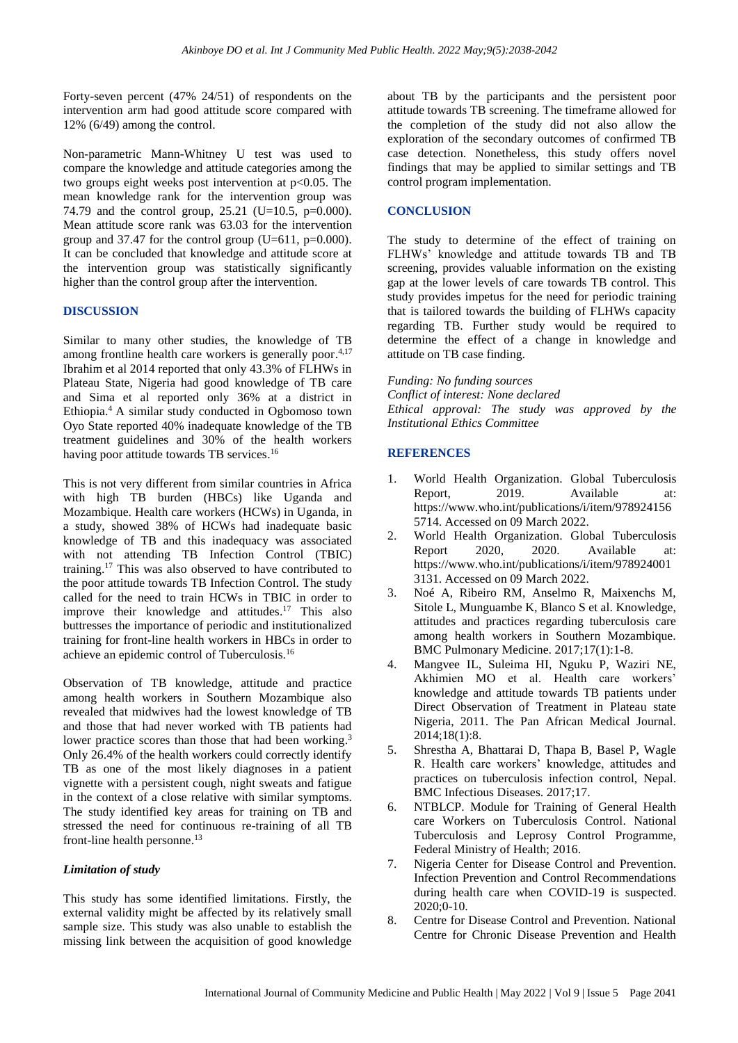Forty-seven percent (47% 24/51) of respondents on the intervention arm had good attitude score compared with 12% (6/49) among the control.

Non-parametric Mann-Whitney U test was used to compare the knowledge and attitude categories among the two groups eight weeks post intervention at $p<0.05$. The mean knowledge rank for the intervention group was 74.79 and the control group, 25.21 ($U=10.5$, $p=0.000$). Mean attitude score rank was 63.03 for the intervention group and 37.47 for the control group ($U=611$, $p=0.000$). It can be concluded that knowledge and attitude score at the intervention group was statistically significantly higher than the control group after the intervention.

## DISCUSSION

Similar to many other studies, the knowledge of TB among frontline health care workers is generally poor.[4,17] Ibrahim et al 2014 reported that only 43.3% of FLHWs in Plateau State, Nigeria had good knowledge of TB care and Sima et al reported only 36% at a district in Ethiopia.[4] A similar study conducted in Ogbomoso town Oyo State reported 40% inadequate knowledge of the TB treatment guidelines and 30% of the health workers having poor attitude towards TB services.[16]

This is not very different from similar countries in Africa with high TB burden (HBCs) like Uganda and Mozambique. Health care workers (HCWs) in Uganda, in a study, showed 38% of HCWs had inadequate basic knowledge of TB and this inadequacy was associated with not attending TB Infection Control (TBIC) training.[17] This was also observed to have contributed to the poor attitude towards TB Infection Control. The study called for the need to train HCWs in TBIC in order to improve their knowledge and attitudes.[17] This also buttresses the importance of periodic and institutionalized training for front-line health workers in HBCs in order to achieve an epidemic control of Tuberculosis.[16]

Observation of TB knowledge, attitude and practice among health workers in Southern Mozambique also revealed that midwives had the lowest knowledge of TB and those that had never worked with TB patients had lower practice scores than those that had been working.[3] Only 26.4% of the health workers could correctly identify TB as one of the most likely diagnoses in a patient vignette with a persistent cough, night sweats and fatigue in the context of a close relative with similar symptoms. The study identified key areas for training on TB and stressed the need for continuous re-training of all TB front-line health personne.[13]

### *Limitation of study*

This study has some identified limitations. Firstly, the external validity might be affected by its relatively small sample size. This study was also unable to establish the missing link between the acquisition of good knowledge about TB by the participants and the persistent poor attitude towards TB screening. The timeframe allowed for the completion of the study did not also allow the exploration of the secondary outcomes of confirmed TB case detection. Nonetheless, this study offers novel findings that may be applied to similar settings and TB control program implementation.

## CONCLUSION

The study to determine of the effect of training on FLHWs' knowledge and attitude towards TB and TB screening, provides valuable information on the existing gap at the lower levels of care towards TB control. This study provides impetus for the need for periodic training that is tailored towards the building of FLHWs capacity regarding TB. Further study would be required to determine the effect of a change in knowledge and attitude on TB case finding.

*Funding: No funding sources*
*Conflict of interest: None declared*
*Ethical approval: The study was approved by the Institutional Ethics Committee*

## REFERENCES

1. World Health Organization. Global Tuberculosis Report, 2019. Available at: https://www.who.int/publications/i/item/9789241565714. Accessed on 09 March 2022.
2. World Health Organization. Global Tuberculosis Report 2020, 2020. Available at: https://www.who.int/publications/i/item/9789240013131. Accessed on 09 March 2022.
3. Noé A, Ribeiro RM, Anselmo R, Maixenchs M, Sitole L, Munguambe K, Blanco S et al. Knowledge, attitudes and practices regarding tuberculosis care among health workers in Southern Mozambique. BMC Pulmonary Medicine. 2017;17(1):1-8.
4. Mangvee IL, Suleima HI, Nguku P, Waziri NE, Akhimien MO et al. Health care workers' knowledge and attitude towards TB patients under Direct Observation of Treatment in Plateau state Nigeria, 2011. The Pan African Medical Journal. 2014;18(1):8.
5. Shrestha A, Bhattarai D, Thapa B, Basel P, Wagle R. Health care workers' knowledge, attitudes and practices on tuberculosis infection control, Nepal. BMC Infectious Diseases. 2017;17.
6. NTBLCP. Module for Training of General Health care Workers on Tuberculosis Control. National Tuberculosis and Leprosy Control Programme, Federal Ministry of Health; 2016.
7. Nigeria Center for Disease Control and Prevention. Infection Prevention and Control Recommendations during health care when COVID-19 is suspected. 2020;0-10.
8. Centre for Disease Control and Prevention. National Centre for Chronic Disease Prevention and Health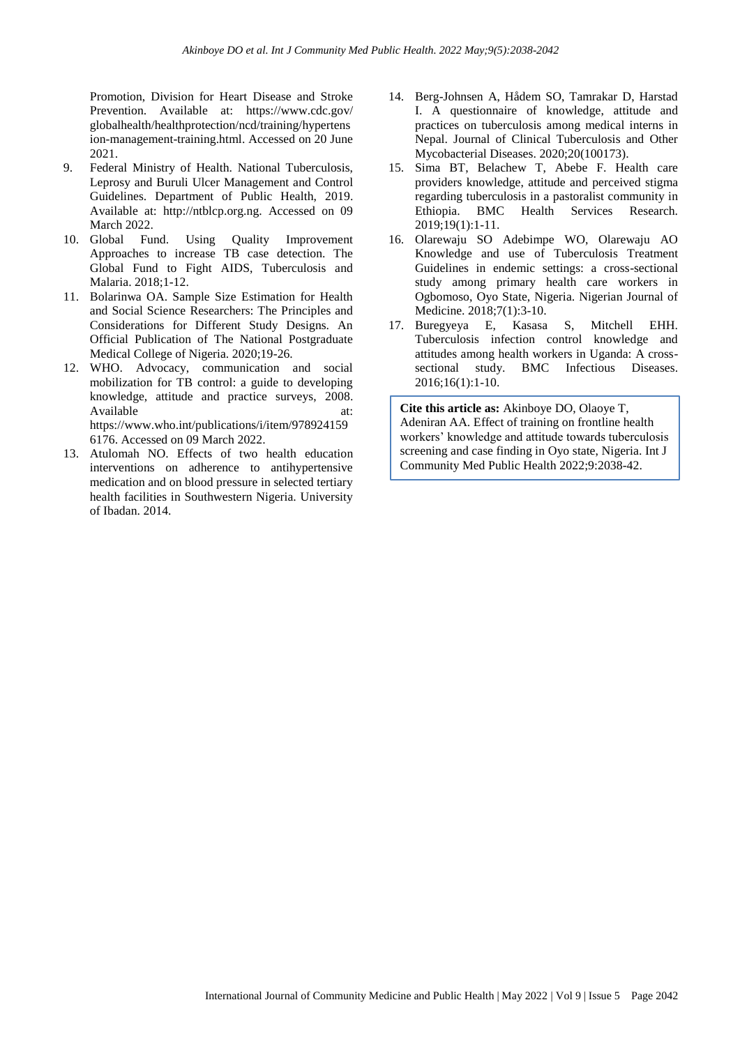Promotion, Division for Heart Disease and Stroke Prevention. Available at: https://www.cdc.gov/globalhealth/healthprotection/ncd/training/hypertension-management-training.html. Accessed on 20 June 2021.

9. Federal Ministry of Health. National Tuberculosis, Leprosy and Buruli Ulcer Management and Control Guidelines. Department of Public Health, 2019. Available at: http://ntblcp.org.ng. Accessed on 09 March 2022.
10. Global Fund. Using Quality Improvement Approaches to increase TB case detection. The Global Fund to Fight AIDS, Tuberculosis and Malaria. 2018;1-12.
11. Bolarinwa OA. Sample Size Estimation for Health and Social Science Researchers: The Principles and Considerations for Different Study Designs. An Official Publication of The National Postgraduate Medical College of Nigeria. 2020;19-26.
12. WHO. Advocacy, communication and social mobilization for TB control: a guide to developing knowledge, attitude and practice surveys, 2008. Available at: https://www.who.int/publications/i/item/9789241596176. Accessed on 09 March 2022.
13. Atulomah NO. Effects of two health education interventions on adherence to antihypertensive medication and on blood pressure in selected tertiary health facilities in Southwestern Nigeria. University of Ibadan. 2014.
14. Berg-Johnsen A, Hådem SO, Tamrakar D, Harstad I. A questionnaire of knowledge, attitude and practices on tuberculosis among medical interns in Nepal. Journal of Clinical Tuberculosis and Other Mycobacterial Diseases. 2020;20(100173).
15. Sima BT, Belachew T, Abebe F. Health care providers knowledge, attitude and perceived stigma regarding tuberculosis in a pastoralist community in Ethiopia. BMC Health Services Research. 2019;19(1):1-11.
16. Olarewaju SO Adebimpe WO, Olarewaju AO Knowledge and use of Tuberculosis Treatment Guidelines in endemic settings: a cross-sectional study among primary health care workers in Ogbomoso, Oyo State, Nigeria. Nigerian Journal of Medicine. 2018;7(1):3-10.
17. Buregyeya E, Kasasa S, Mitchell EHH. Tuberculosis infection control knowledge and attitudes among health workers in Uganda: A cross-sectional study. BMC Infectious Diseases. 2016;16(1):1-10.

**Cite this article as:** Akinboye DO, Olaoye T, Adeniran AA. Effect of training on frontline health workers' knowledge and attitude towards tuberculosis screening and case finding in Oyo state, Nigeria. Int J Community Med Public Health 2022;9:2038-42.